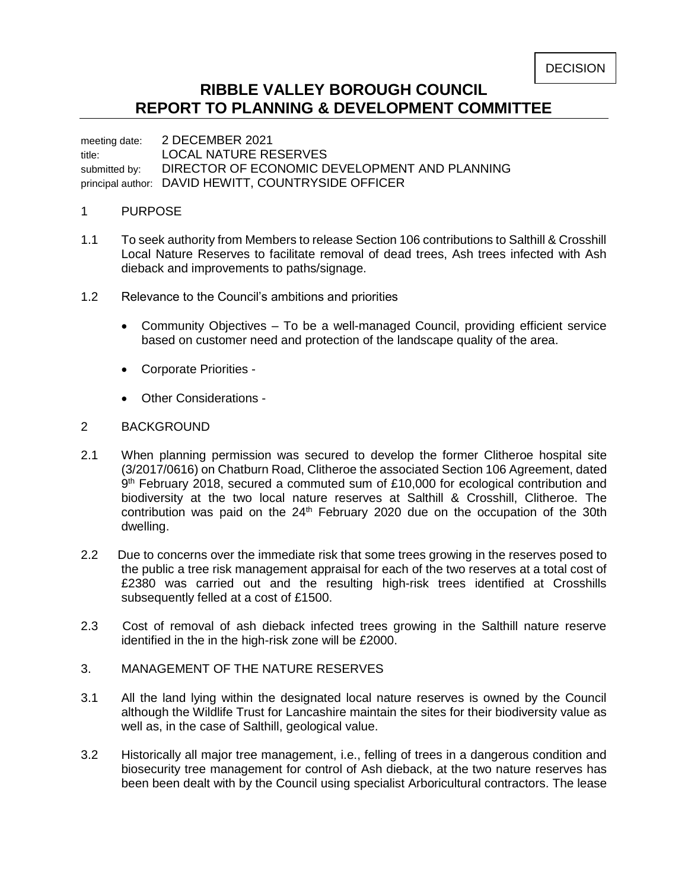DECISION

# RIBBLE VALLEY BOROUGH COUNCIL
# REPORT TO PLANNING & DEVELOPMENT COMMITTEE

meeting date: 2 DECEMBER 2021
title: LOCAL NATURE RESERVES
submitted by: DIRECTOR OF ECONOMIC DEVELOPMENT AND PLANNING
principal author: DAVID HEWITT, COUNTRYSIDE OFFICER

## 1 PURPOSE

1.1 To seek authority from Members to release Section 106 contributions to Salthill & Crosshill Local Nature Reserves to facilitate removal of dead trees, Ash trees infected with Ash dieback and improvements to paths/signage.

1.2 Relevance to the Council's ambitions and priorities

- Community Objectives – To be a well-managed Council, providing efficient service based on customer need and protection of the landscape quality of the area.
- Corporate Priorities -
- Other Considerations -

## 2 BACKGROUND

2.1 When planning permission was secured to develop the former Clitheroe hospital site (3/2017/0616) on Chatburn Road, Clitheroe the associated Section 106 Agreement, dated 9th February 2018, secured a commuted sum of £10,000 for ecological contribution and biodiversity at the two local nature reserves at Salthill & Crosshill, Clitheroe. The contribution was paid on the 24th February 2020 due on the occupation of the 30th dwelling.

2.2 Due to concerns over the immediate risk that some trees growing in the reserves posed to the public a tree risk management appraisal for each of the two reserves at a total cost of £2380 was carried out and the resulting high-risk trees identified at Crosshills subsequently felled at a cost of £1500.

2.3 Cost of removal of ash dieback infected trees growing in the Salthill nature reserve identified in the in the high-risk zone will be £2000.

## 3. MANAGEMENT OF THE NATURE RESERVES

3.1 All the land lying within the designated local nature reserves is owned by the Council although the Wildlife Trust for Lancashire maintain the sites for their biodiversity value as well as, in the case of Salthill, geological value.

3.2 Historically all major tree management, i.e., felling of trees in a dangerous condition and biosecurity tree management for control of Ash dieback, at the two nature reserves has been been dealt with by the Council using specialist Arboricultural contractors. The lease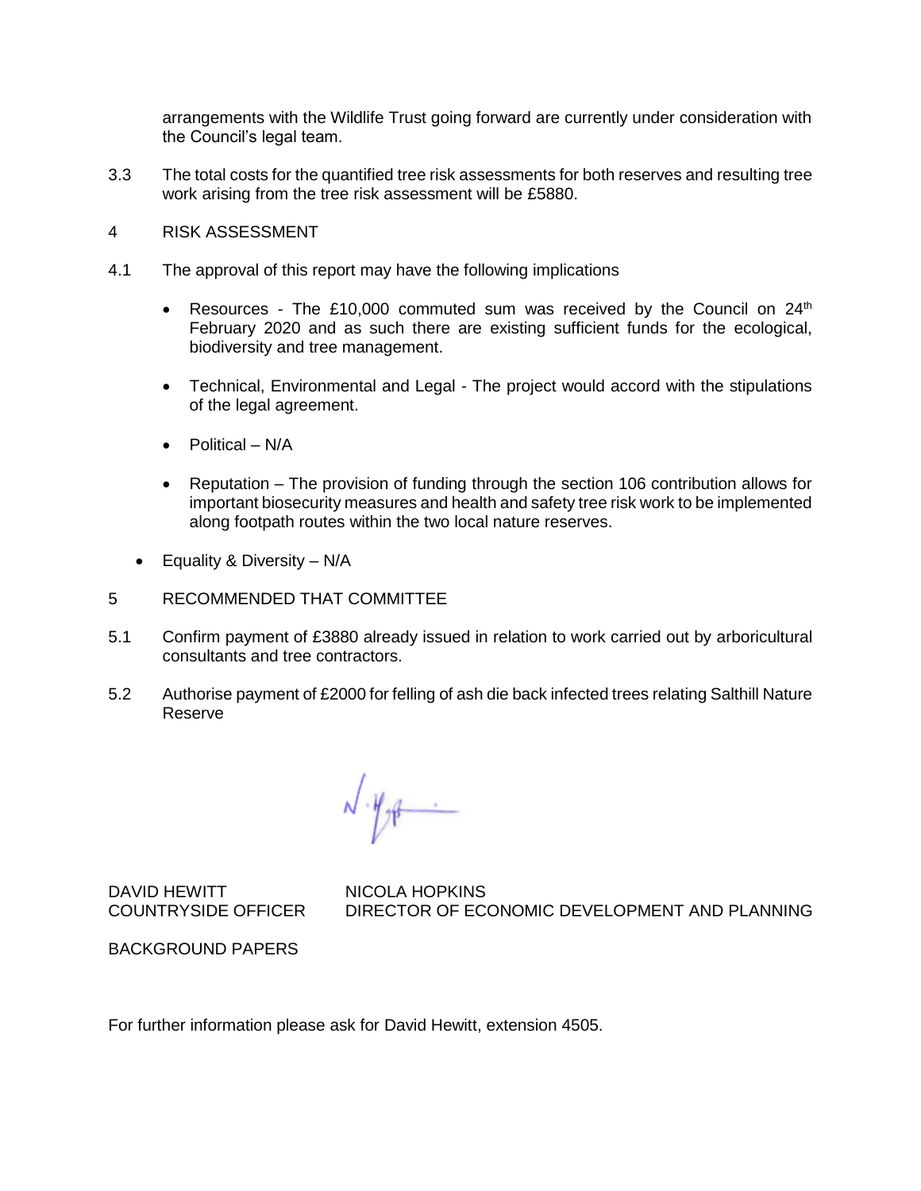arrangements with the Wildlife Trust going forward are currently under consideration with the Council's legal team.

3.3 The total costs for the quantified tree risk assessments for both reserves and resulting tree work arising from the tree risk assessment will be £5880.

4 RISK ASSESSMENT

4.1 The approval of this report may have the following implications

- Resources - The £10,000 commuted sum was received by the Council on 24th February 2020 and as such there are existing sufficient funds for the ecological, biodiversity and tree management.

- Technical, Environmental and Legal - The project would accord with the stipulations of the legal agreement.

- Political – N/A

- Reputation – The provision of funding through the section 106 contribution allows for important biosecurity measures and health and safety tree risk work to be implemented along footpath routes within the two local nature reserves.

- Equality & Diversity – N/A

5 RECOMMENDED THAT COMMITTEE

5.1 Confirm payment of £3880 already issued in relation to work carried out by arboricultural consultants and tree contractors.

5.2 Authorise payment of £2000 for felling of ash die back infected trees relating Salthill Nature Reserve

DAVID HEWITT
COUNTRYSIDE OFFICER

NICOLA HOPKINS
DIRECTOR OF ECONOMIC DEVELOPMENT AND PLANNING

BACKGROUND PAPERS

For further information please ask for David Hewitt, extension 4505.